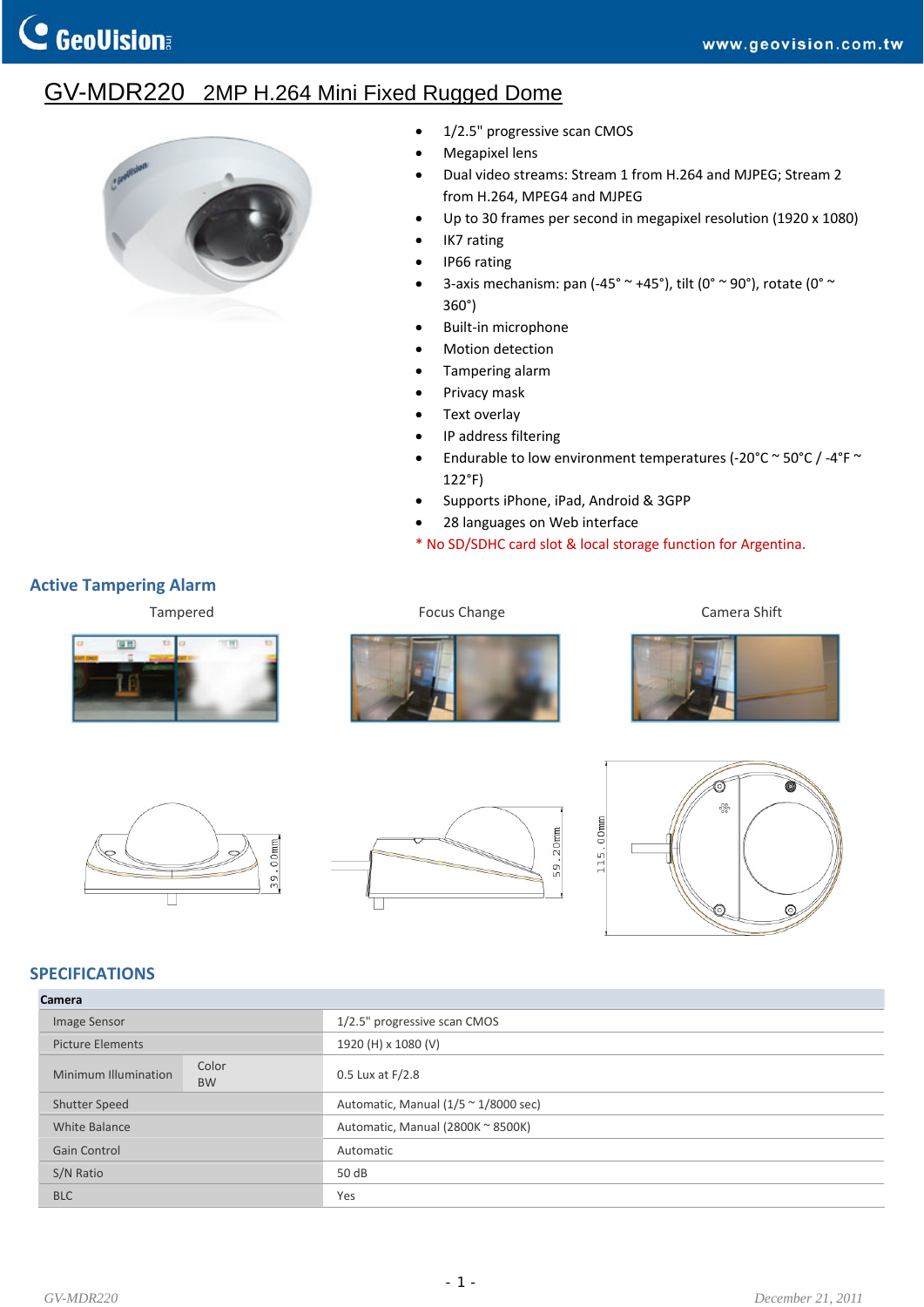# GV-MDR220 2MP H.264 Mini Fixed Rugged Dome

- 1/2.5" progressive scan CMOS
- Megapixel lens
- Dual video streams: Stream 1 from H.264 and MJPEG; Stream 2 from H.264, MPEG4 and MJPEG
- Up to 30 frames per second in megapixel resolution (1920 x 1080)
- IK7 rating
- IP66 rating
- 3-axis mechanism: pan (-45° ~ +45°), tilt (0° ~ 90°), rotate (0° ~ 360°)
- Built-in microphone
- Motion detection
- Tampering alarm
- Privacy mask
- Text overlay
- IP address filtering
- Endurable to low environment temperatures (-20°C ~ 50°C / -4°F ~ 122°F)
- Supports iPhone, iPad, Android & 3GPP
- 28 languages on Web interface

* No SD/SDHC card slot & local storage function for Argentina.

## Active Tampering Alarm

Tampered

Focus Change

Camera Shift

39.00mm

59.20mm

115.00mm

## SPECIFICATIONS

| Camera | | |
|---|---|---|
| Image Sensor | | 1/2.5" progressive scan CMOS |
| Picture Elements | | 1920 (H) x 1080 (V) |
| Minimum Illumination | Color<br>BW | 0.5 Lux at F/2.8 |
| Shutter Speed | | Automatic, Manual (1/5 ~ 1/8000 sec) |
| White Balance | | Automatic, Manual (2800K ~ 8500K) |
| Gain Control | | Automatic |
| S/N Ratio | | 50 dB |
| BLC | | Yes |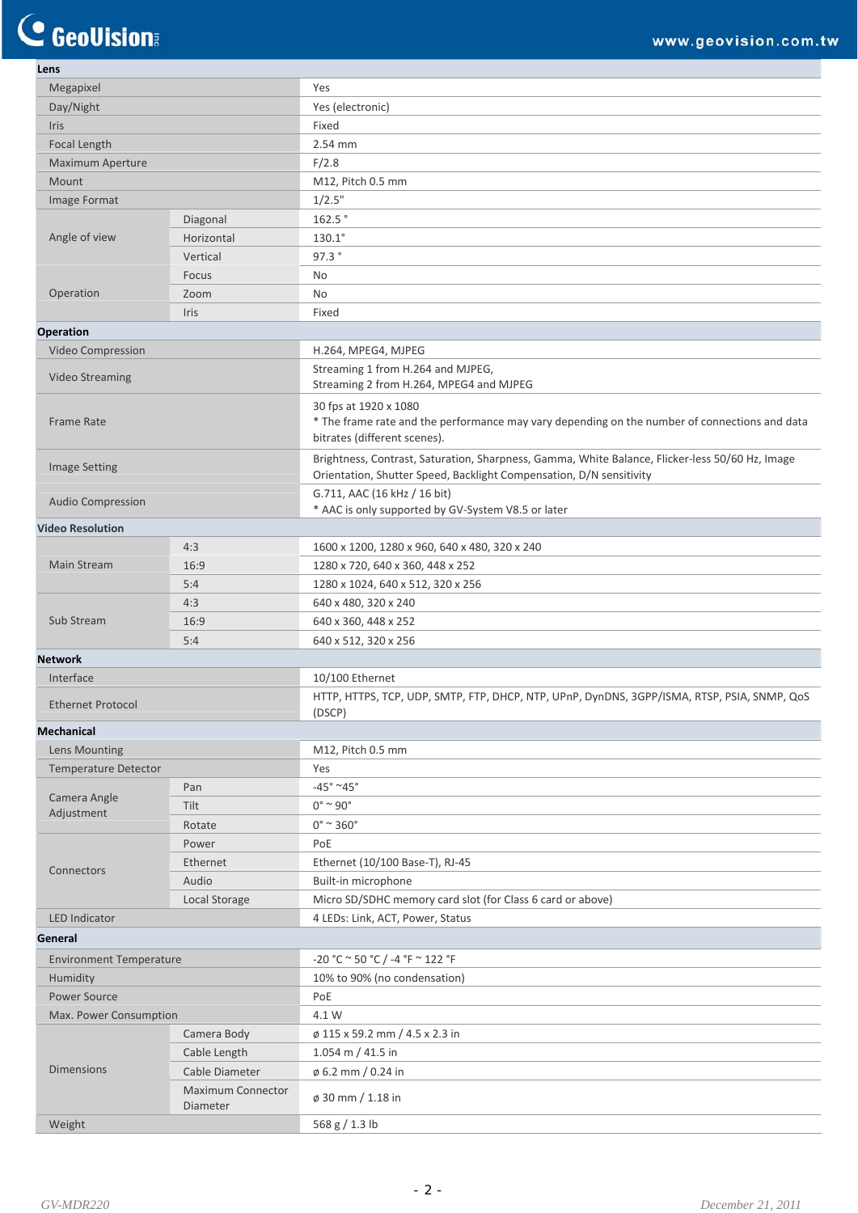| Specification | | |
|---|---|---|
| **Lens** | | |
| Megapixel | | Yes |
| Day/Night | | Yes (electronic) |
| Iris | | Fixed |
| Focal Length | | 2.54 mm |
| Maximum Aperture | | F/2.8 |
| Mount | | M12, Pitch 0.5 mm |
| Image Format | | 1/2.5" |
| Angle of view | Diagonal | 162.5 ° |
| | Horizontal | 130.1° |
| | Vertical | 97.3 ° |
| Operation | Focus | No |
| | Zoom | No |
| | Iris | Fixed |
| **Operation** | | |
| Video Compression | | H.264, MPEG4, MJPEG |
| Video Streaming | | Streaming 1 from H.264 and MJPEG,<br>Streaming 2 from H.264, MPEG4 and MJPEG |
| Frame Rate | | 30 fps at 1920 x 1080<br>* The frame rate and the performance may vary depending on the number of connections and data bitrates (different scenes). |
| Image Setting | | Brightness, Contrast, Saturation, Sharpness, Gamma, White Balance, Flicker-less 50/60 Hz, Image Orientation, Shutter Speed, Backlight Compensation, D/N sensitivity |
| Audio Compression | | G.711, AAC (16 kHz / 16 bit)<br>* AAC is only supported by GV-System V8.5 or later |
| **Video Resolution** | | |
| Main Stream | 4:3 | 1600 x 1200, 1280 x 960, 640 x 480, 320 x 240 |
| | 16:9 | 1280 x 720, 640 x 360, 448 x 252 |
| | 5:4 | 1280 x 1024, 640 x 512, 320 x 256 |
| Sub Stream | 4:3 | 640 x 480, 320 x 240 |
| | 16:9 | 640 x 360, 448 x 252 |
| | 5:4 | 640 x 512, 320 x 256 |
| **Network** | | |
| Interface | | 10/100 Ethernet |
| Ethernet Protocol | | HTTP, HTTPS, TCP, UDP, SMTP, FTP, DHCP, NTP, UPnP, DynDNS, 3GPP/ISMA, RTSP, PSIA, SNMP, QoS (DSCP) |
| **Mechanical** | | |
| Lens Mounting | | M12, Pitch 0.5 mm |
| Temperature Detector | | Yes |
| Camera Angle Adjustment | Pan | -45° ~45° |
| | Tilt | 0° ~ 90° |
| | Rotate | 0° ~ 360° |
| Connectors | Power | PoE |
| | Ethernet | Ethernet (10/100 Base-T), RJ-45 |
| | Audio | Built-in microphone |
| | Local Storage | Micro SD/SDHC memory card slot (for Class 6 card or above) |
| LED Indicator | | 4 LEDs: Link, ACT, Power, Status |
| **General** | | |
| Environment Temperature | | -20 °C ~ 50 °C / -4 °F ~ 122 °F |
| Humidity | | 10% to 90% (no condensation) |
| Power Source | | PoE |
| Max. Power Consumption | | 4.1 W |
| Dimensions | Camera Body | ø 115 x 59.2 mm / 4.5 x 2.3 in |
| | Cable Length | 1.054 m / 41.5 in |
| | Cable Diameter | ø 6.2 mm / 0.24 in |
| | Maximum Connector Diameter | ø 30 mm / 1.18 in |
| Weight | | 568 g / 1.3 lb |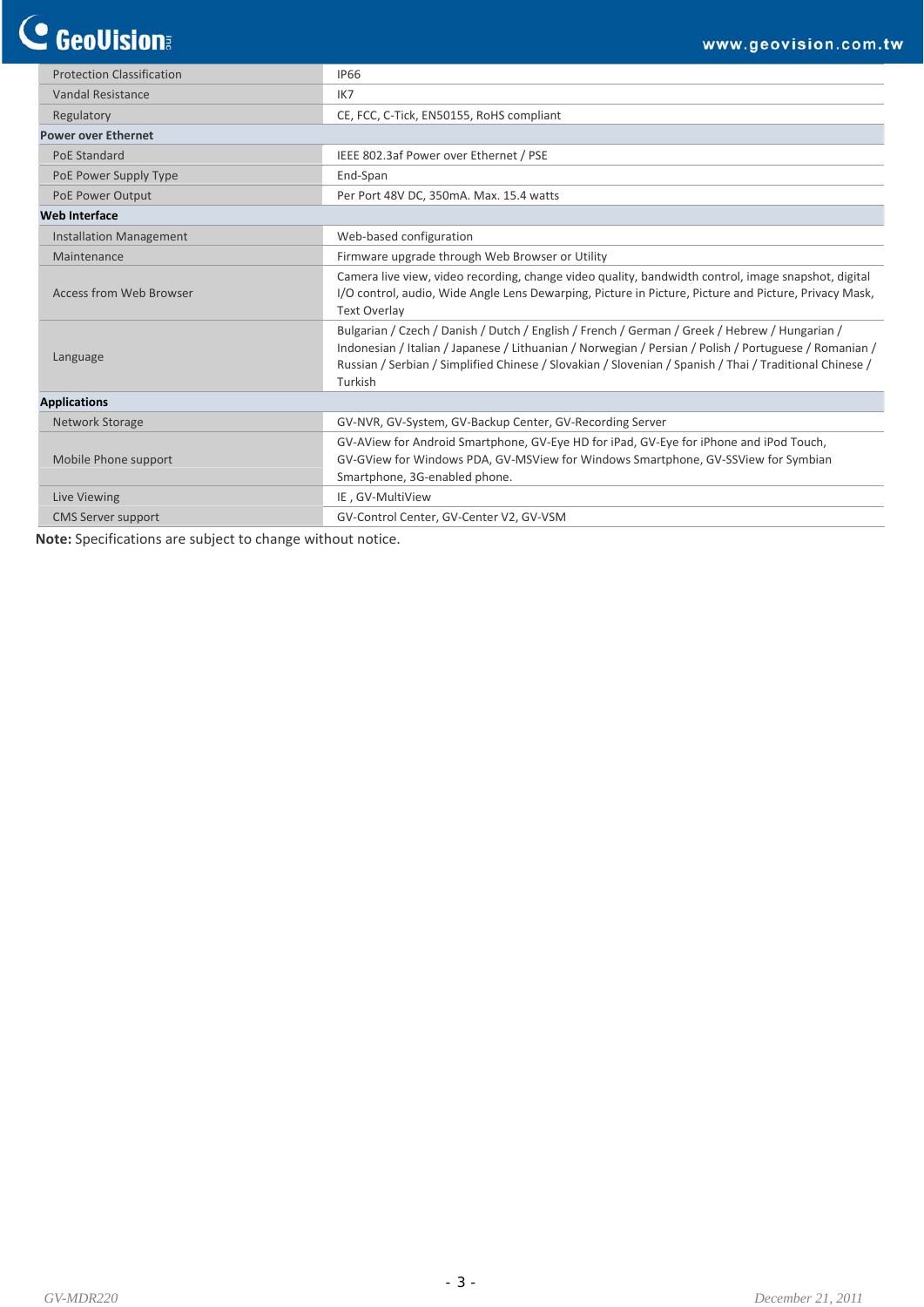| | |
|---|---|
| Protection Classification | IP66 |
| Vandal Resistance | IK7 |
| Regulatory | CE, FCC, C-Tick, EN50155, RoHS compliant |
| **Power over Ethernet** | |
| PoE Standard | IEEE 802.3af Power over Ethernet / PSE |
| PoE Power Supply Type | End-Span |
| PoE Power Output | Per Port 48V DC, 350mA. Max. 15.4 watts |
| **Web Interface** | |
| Installation Management | Web-based configuration |
| Maintenance | Firmware upgrade through Web Browser or Utility |
| Access from Web Browser | Camera live view, video recording, change video quality, bandwidth control, image snapshot, digital I/O control, audio, Wide Angle Lens Dewarping, Picture in Picture, Picture and Picture, Privacy Mask, Text Overlay |
| Language | Bulgarian / Czech / Danish / Dutch / English / French / German / Greek / Hebrew / Hungarian / Indonesian / Italian / Japanese / Lithuanian / Norwegian / Persian / Polish / Portuguese / Romanian / Russian / Serbian / Simplified Chinese / Slovakian / Slovenian / Spanish / Thai / Traditional Chinese / Turkish |
| **Applications** | |
| Network Storage | GV-NVR, GV-System, GV-Backup Center, GV-Recording Server |
| Mobile Phone support | GV-AView for Android Smartphone, GV-Eye HD for iPad, GV-Eye for iPhone and iPod Touch, GV-GView for Windows PDA, GV-MSView for Windows Smartphone, GV-SSView for Symbian Smartphone, 3G-enabled phone. |
| Live Viewing | IE , GV-MultiView |
| CMS Server support | GV-Control Center, GV-Center V2, GV-VSM |

**Note:** Specifications are subject to change without notice.